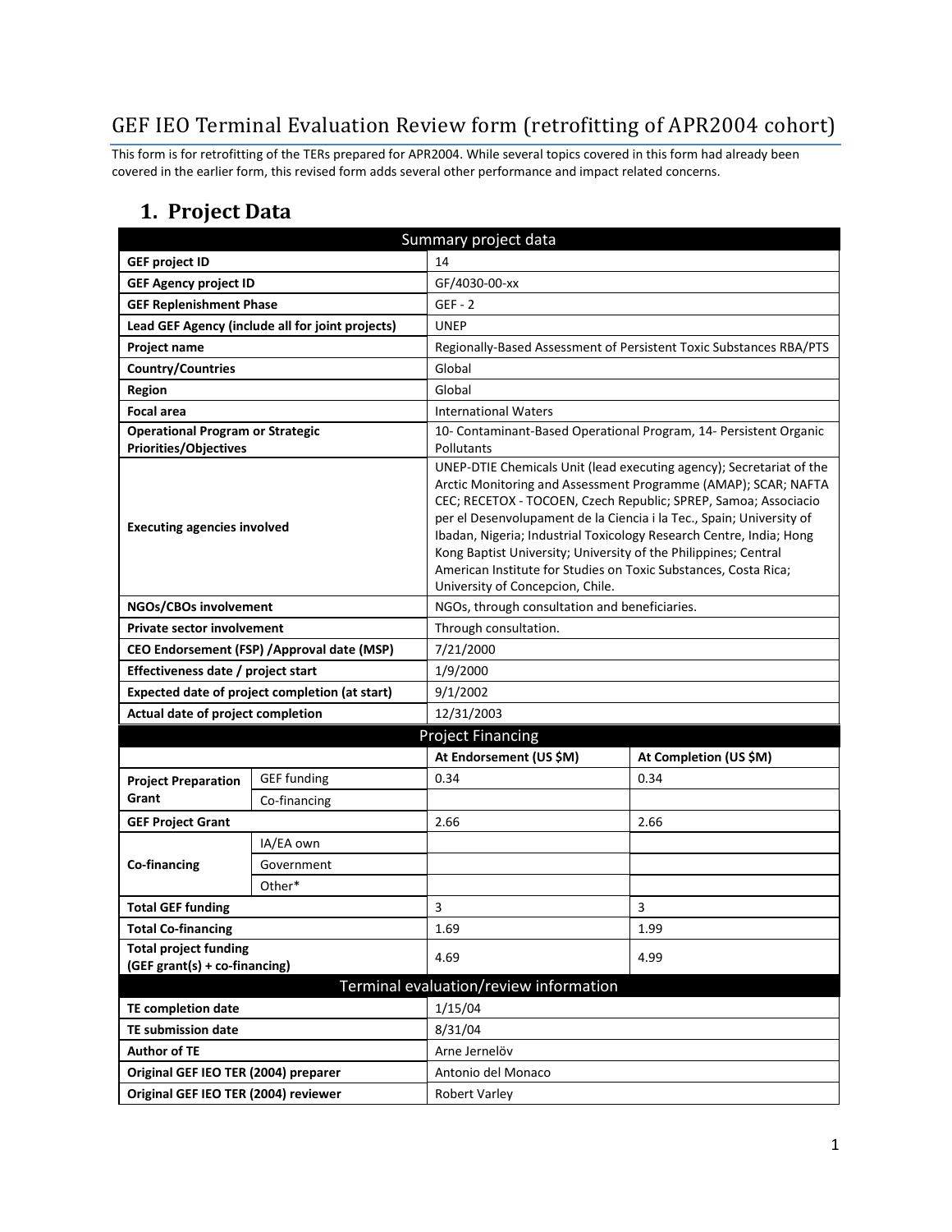# GEF IEO Terminal Evaluation Review form (retrofitting of APR2004 cohort)

This form is for retrofitting of the TERs prepared for APR2004. While several topics covered in this form had already been covered in the earlier form, this revised form adds several other performance and impact related concerns.

## 1. Project Data

| Summary project data | | | |
|---|---|---|---|
| **GEF project ID** | | 14 | |
| **GEF Agency project ID** | | GF/4030-00-xx | |
| **GEF Replenishment Phase** | | GEF - 2 | |
| **Lead GEF Agency (include all for joint projects)** | | UNEP | |
| **Project name** | | Regionally-Based Assessment of Persistent Toxic Substances RBA/PTS | |
| **Country/Countries** | | Global | |
| **Region** | | Global | |
| **Focal area** | | International Waters | |
| **Operational Program or Strategic Priorities/Objectives** | | 10- Contaminant-Based Operational Program, 14- Persistent Organic Pollutants | |
| **Executing agencies involved** | | UNEP-DTIE Chemicals Unit (lead executing agency); Secretariat of the Arctic Monitoring and Assessment Programme (AMAP); SCAR; NAFTA CEC; RECETOX - TOCOEN, Czech Republic; SPREP, Samoa; Associacio per el Desenvolupament de la Ciencia i la Tec., Spain; University of Ibadan, Nigeria; Industrial Toxicology Research Centre, India; Hong Kong Baptist University; University of the Philippines; Central American Institute for Studies on Toxic Substances, Costa Rica; University of Concepcion, Chile. | |
| **NGOs/CBOs involvement** | | NGOs, through consultation and beneficiaries. | |
| **Private sector involvement** | | Through consultation. | |
| **CEO Endorsement (FSP) /Approval date (MSP)** | | 7/21/2000 | |
| **Effectiveness date / project start** | | 1/9/2000 | |
| **Expected date of project completion (at start)** | | 9/1/2002 | |
| **Actual date of project completion** | | 12/31/2003 | |
| **Project Financing** | | | |
| | | **At Endorsement (US $M)** | **At Completion (US $M)** |
| **Project Preparation Grant** | GEF funding | 0.34 | 0.34 |
| | Co-financing | | |
| **GEF Project Grant** | | 2.66 | 2.66 |
| **Co-financing** | IA/EA own | | |
| | Government | | |
| | Other* | | |
| **Total GEF funding** | | 3 | 3 |
| **Total Co-financing** | | 1.69 | 1.99 |
| **Total project funding (GEF grant(s) + co-financing)** | | 4.69 | 4.99 |
| **Terminal evaluation/review information** | | | |
| **TE completion date** | | 1/15/04 | |
| **TE submission date** | | 8/31/04 | |
| **Author of TE** | | Arne Jernelöv | |
| **Original GEF IEO TER (2004) preparer** | | Antonio del Monaco | |
| **Original GEF IEO TER (2004) reviewer** | | Robert Varley | |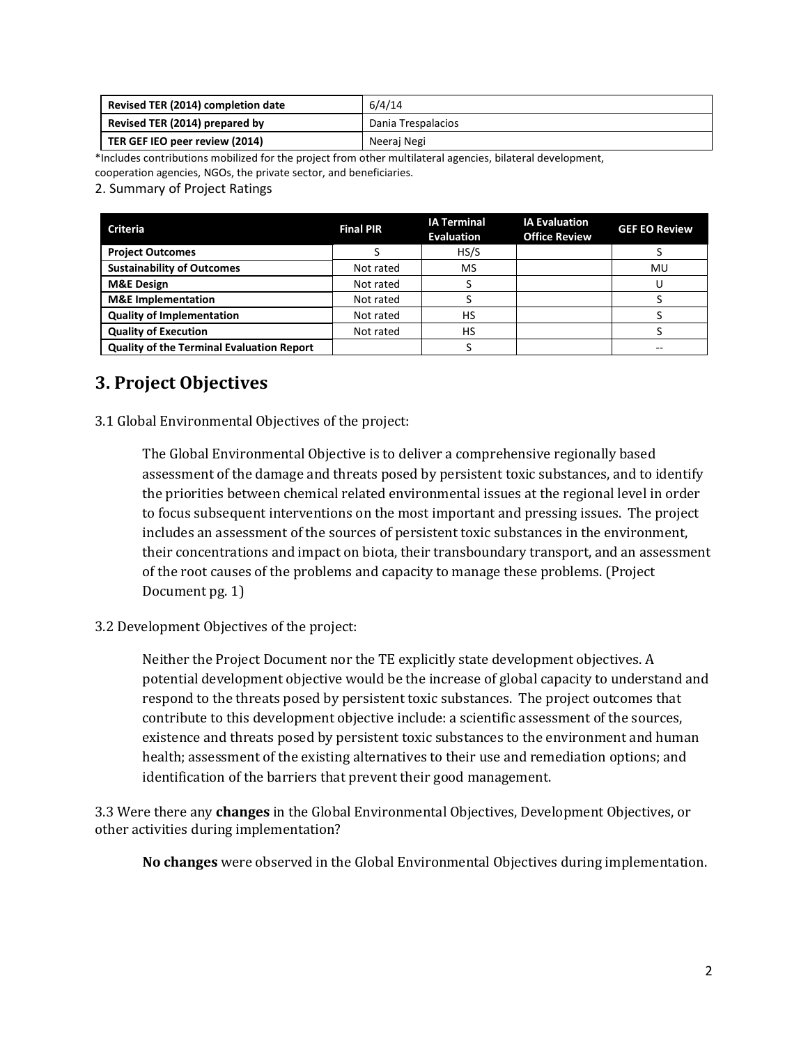| Revised TER (2014) completion date | 6/4/14 |
| --- | --- |
| Revised TER (2014) prepared by | Dania Trespalacios |
| TER GEF IEO peer review (2014) | Neeraj Negi |

*Includes contributions mobilized for the project from other multilateral agencies, bilateral development, cooperation agencies, NGOs, the private sector, and beneficiaries.

2. Summary of Project Ratings

| Criteria | Final PIR | IA Terminal Evaluation | IA Evaluation Office Review | GEF EO Review |
| --- | --- | --- | --- | --- |
| **Project Outcomes** | S | HS/S | | S |
| **Sustainability of Outcomes** | Not rated | MS | | MU |
| **M&E Design** | Not rated | S | | U |
| **M&E Implementation** | Not rated | S | | S |
| **Quality of Implementation** | Not rated | HS | | S |
| **Quality of Execution** | Not rated | HS | | S |
| **Quality of the Terminal Evaluation Report** | | S | | -- |

## 3. Project Objectives

3.1 Global Environmental Objectives of the project:

> The Global Environmental Objective is to deliver a comprehensive regionally based assessment of the damage and threats posed by persistent toxic substances, and to identify the priorities between chemical related environmental issues at the regional level in order to focus subsequent interventions on the most important and pressing issues. The project includes an assessment of the sources of persistent toxic substances in the environment, their concentrations and impact on biota, their transboundary transport, and an assessment of the root causes of the problems and capacity to manage these problems. (Project Document pg. 1)

3.2 Development Objectives of the project:

> Neither the Project Document nor the TE explicitly state development objectives. A potential development objective would be the increase of global capacity to understand and respond to the threats posed by persistent toxic substances. The project outcomes that contribute to this development objective include: a scientific assessment of the sources, existence and threats posed by persistent toxic substances to the environment and human health; assessment of the existing alternatives to their use and remediation options; and identification of the barriers that prevent their good management.

3.3 Were there any **changes** in the Global Environmental Objectives, Development Objectives, or other activities during implementation?

> **No changes** were observed in the Global Environmental Objectives during implementation.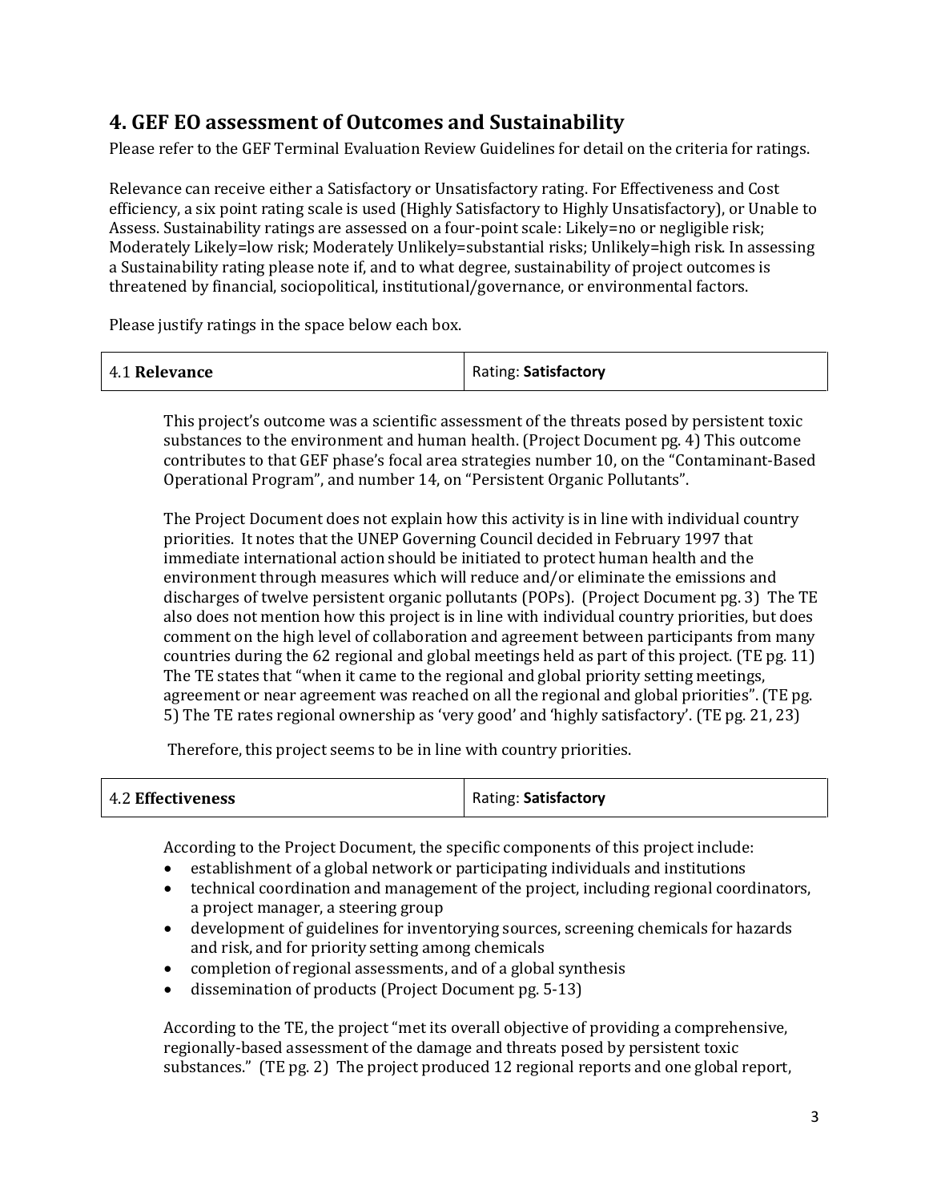## 4. GEF EO assessment of Outcomes and Sustainability

Please refer to the GEF Terminal Evaluation Review Guidelines for detail on the criteria for ratings.

Relevance can receive either a Satisfactory or Unsatisfactory rating. For Effectiveness and Cost efficiency, a six point rating scale is used (Highly Satisfactory to Highly Unsatisfactory), or Unable to Assess. Sustainability ratings are assessed on a four-point scale: Likely=no or negligible risk; Moderately Likely=low risk; Moderately Unlikely=substantial risks; Unlikely=high risk. In assessing a Sustainability rating please note if, and to what degree, sustainability of project outcomes is threatened by financial, sociopolitical, institutional/governance, or environmental factors.

Please justify ratings in the space below each box.

| 4.1 **Relevance** | Rating: **Satisfactory** |
| --- | --- |

This project's outcome was a scientific assessment of the threats posed by persistent toxic substances to the environment and human health. (Project Document pg. 4) This outcome contributes to that GEF phase's focal area strategies number 10, on the "Contaminant-Based Operational Program", and number 14, on "Persistent Organic Pollutants".

The Project Document does not explain how this activity is in line with individual country priorities. It notes that the UNEP Governing Council decided in February 1997 that immediate international action should be initiated to protect human health and the environment through measures which will reduce and/or eliminate the emissions and discharges of twelve persistent organic pollutants (POPs). (Project Document pg. 3) The TE also does not mention how this project is in line with individual country priorities, but does comment on the high level of collaboration and agreement between participants from many countries during the 62 regional and global meetings held as part of this project. (TE pg. 11) The TE states that "when it came to the regional and global priority setting meetings, agreement or near agreement was reached on all the regional and global priorities". (TE pg. 5) The TE rates regional ownership as 'very good' and 'highly satisfactory'. (TE pg. 21, 23)

Therefore, this project seems to be in line with country priorities.

| 4.2 **Effectiveness** | Rating: **Satisfactory** |
| --- | --- |

According to the Project Document, the specific components of this project include:

- establishment of a global network or participating individuals and institutions
- technical coordination and management of the project, including regional coordinators, a project manager, a steering group
- development of guidelines for inventorying sources, screening chemicals for hazards and risk, and for priority setting among chemicals
- completion of regional assessments, and of a global synthesis
- dissemination of products (Project Document pg. 5-13)

According to the TE, the project "met its overall objective of providing a comprehensive, regionally-based assessment of the damage and threats posed by persistent toxic substances." (TE pg. 2) The project produced 12 regional reports and one global report,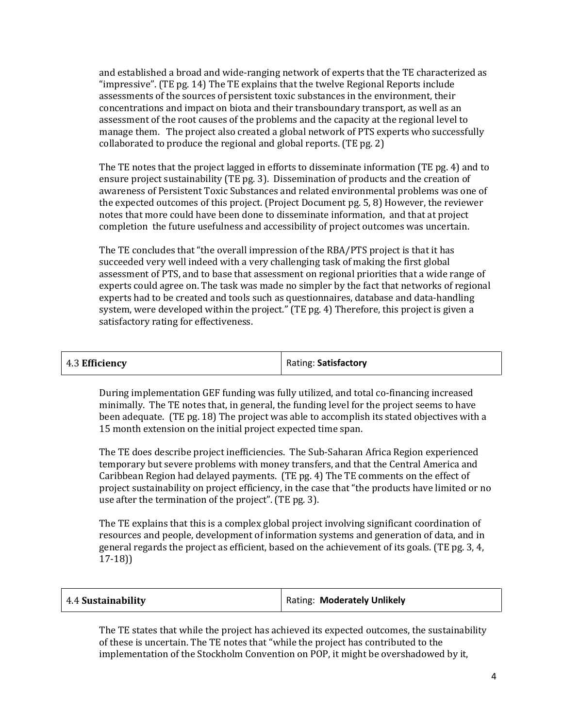and established a broad and wide-ranging network of experts that the TE characterized as "impressive". (TE pg. 14) The TE explains that the twelve Regional Reports include assessments of the sources of persistent toxic substances in the environment, their concentrations and impact on biota and their transboundary transport, as well as an assessment of the root causes of the problems and the capacity at the regional level to manage them. The project also created a global network of PTS experts who successfully collaborated to produce the regional and global reports. (TE pg. 2)

The TE notes that the project lagged in efforts to disseminate information (TE pg. 4) and to ensure project sustainability (TE pg. 3). Dissemination of products and the creation of awareness of Persistent Toxic Substances and related environmental problems was one of the expected outcomes of this project. (Project Document pg. 5, 8) However, the reviewer notes that more could have been done to disseminate information, and that at project completion the future usefulness and accessibility of project outcomes was uncertain.

The TE concludes that "the overall impression of the RBA/PTS project is that it has succeeded very well indeed with a very challenging task of making the first global assessment of PTS, and to base that assessment on regional priorities that a wide range of experts could agree on. The task was made no simpler by the fact that networks of regional experts had to be created and tools such as questionnaires, database and data-handling system, were developed within the project." (TE pg. 4) Therefore, this project is given a satisfactory rating for effectiveness.

| 4.3 **Efficiency** | Rating: **Satisfactory** |
|---|---|

During implementation GEF funding was fully utilized, and total co-financing increased minimally. The TE notes that, in general, the funding level for the project seems to have been adequate. (TE pg. 18) The project was able to accomplish its stated objectives with a 15 month extension on the initial project expected time span.

The TE does describe project inefficiencies. The Sub-Saharan Africa Region experienced temporary but severe problems with money transfers, and that the Central America and Caribbean Region had delayed payments. (TE pg. 4) The TE comments on the effect of project sustainability on project efficiency, in the case that "the products have limited or no use after the termination of the project". (TE pg. 3).

The TE explains that this is a complex global project involving significant coordination of resources and people, development of information systems and generation of data, and in general regards the project as efficient, based on the achievement of its goals. (TE pg. 3, 4, 17-18))

| 4.4 **Sustainability** | Rating: **Moderately Unlikely** |
|---|---|

The TE states that while the project has achieved its expected outcomes, the sustainability of these is uncertain. The TE notes that "while the project has contributed to the implementation of the Stockholm Convention on POP, it might be overshadowed by it,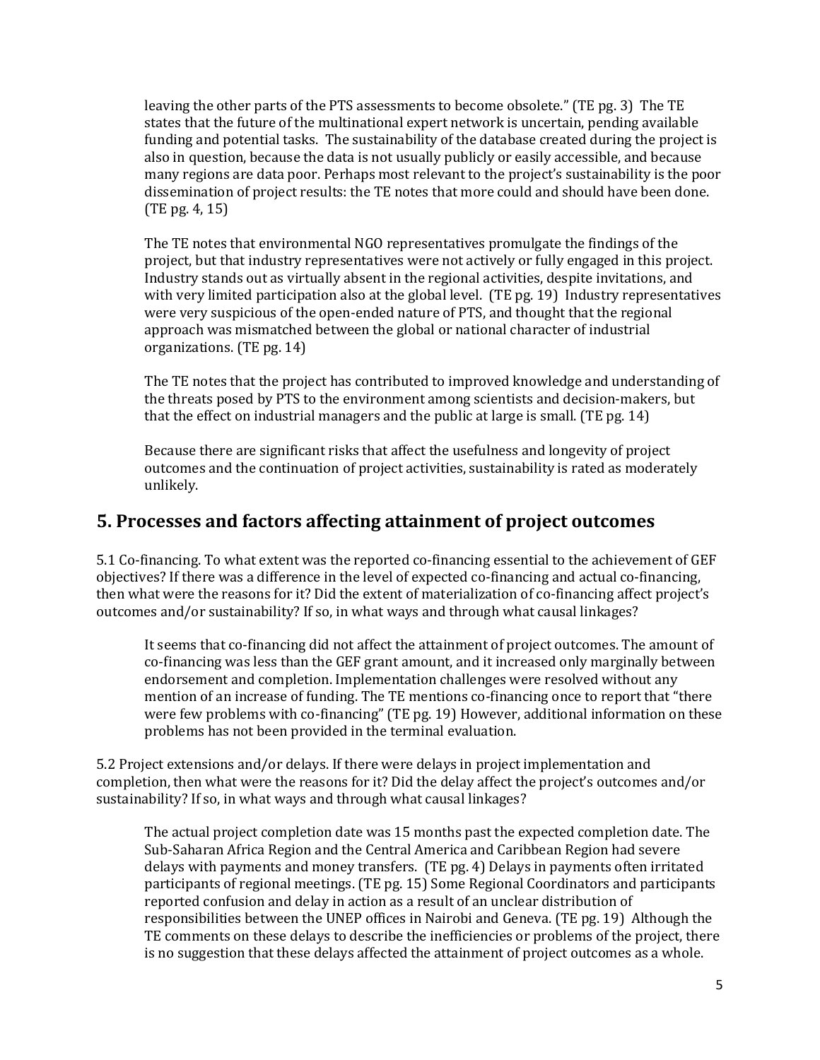leaving the other parts of the PTS assessments to become obsolete." (TE pg. 3) The TE states that the future of the multinational expert network is uncertain, pending available funding and potential tasks. The sustainability of the database created during the project is also in question, because the data is not usually publicly or easily accessible, and because many regions are data poor. Perhaps most relevant to the project's sustainability is the poor dissemination of project results: the TE notes that more could and should have been done. (TE pg. 4, 15)

The TE notes that environmental NGO representatives promulgate the findings of the project, but that industry representatives were not actively or fully engaged in this project. Industry stands out as virtually absent in the regional activities, despite invitations, and with very limited participation also at the global level. (TE pg. 19) Industry representatives were very suspicious of the open-ended nature of PTS, and thought that the regional approach was mismatched between the global or national character of industrial organizations. (TE pg. 14)

The TE notes that the project has contributed to improved knowledge and understanding of the threats posed by PTS to the environment among scientists and decision-makers, but that the effect on industrial managers and the public at large is small. (TE pg. 14)

Because there are significant risks that affect the usefulness and longevity of project outcomes and the continuation of project activities, sustainability is rated as moderately unlikely.

## 5. Processes and factors affecting attainment of project outcomes

5.1 Co-financing. To what extent was the reported co-financing essential to the achievement of GEF objectives? If there was a difference in the level of expected co-financing and actual co-financing, then what were the reasons for it? Did the extent of materialization of co-financing affect project's outcomes and/or sustainability? If so, in what ways and through what causal linkages?

It seems that co-financing did not affect the attainment of project outcomes. The amount of co-financing was less than the GEF grant amount, and it increased only marginally between endorsement and completion. Implementation challenges were resolved without any mention of an increase of funding. The TE mentions co-financing once to report that "there were few problems with co-financing" (TE pg. 19) However, additional information on these problems has not been provided in the terminal evaluation.

5.2 Project extensions and/or delays. If there were delays in project implementation and completion, then what were the reasons for it? Did the delay affect the project's outcomes and/or sustainability? If so, in what ways and through what causal linkages?

The actual project completion date was 15 months past the expected completion date. The Sub-Saharan Africa Region and the Central America and Caribbean Region had severe delays with payments and money transfers. (TE pg. 4) Delays in payments often irritated participants of regional meetings. (TE pg. 15) Some Regional Coordinators and participants reported confusion and delay in action as a result of an unclear distribution of responsibilities between the UNEP offices in Nairobi and Geneva. (TE pg. 19) Although the TE comments on these delays to describe the inefficiencies or problems of the project, there is no suggestion that these delays affected the attainment of project outcomes as a whole.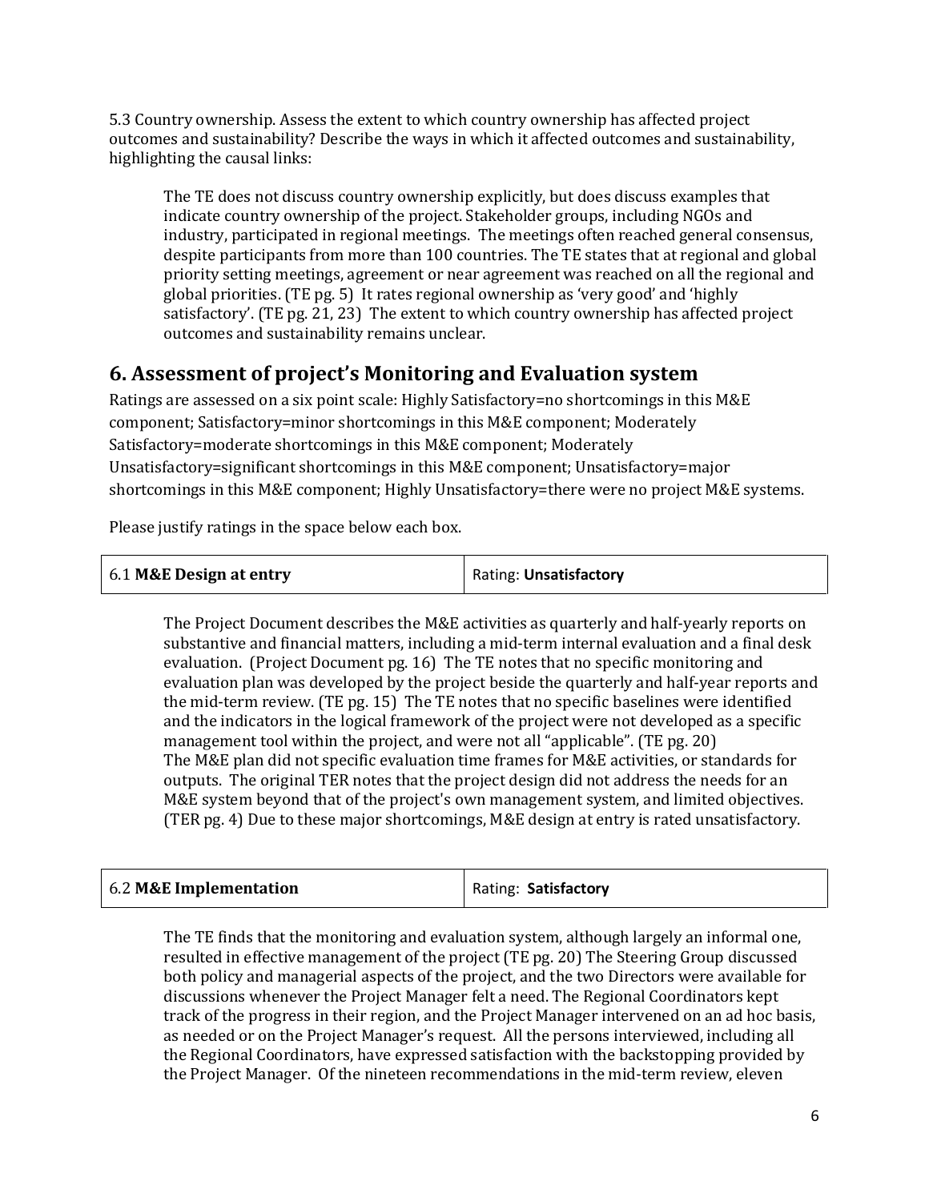5.3 Country ownership. Assess the extent to which country ownership has affected project outcomes and sustainability? Describe the ways in which it affected outcomes and sustainability, highlighting the causal links:

The TE does not discuss country ownership explicitly, but does discuss examples that indicate country ownership of the project. Stakeholder groups, including NGOs and industry, participated in regional meetings. The meetings often reached general consensus, despite participants from more than 100 countries. The TE states that at regional and global priority setting meetings, agreement or near agreement was reached on all the regional and global priorities. (TE pg. 5) It rates regional ownership as 'very good' and 'highly satisfactory'. (TE pg. 21, 23) The extent to which country ownership has affected project outcomes and sustainability remains unclear.

## 6. Assessment of project's Monitoring and Evaluation system

Ratings are assessed on a six point scale: Highly Satisfactory=no shortcomings in this M&E component; Satisfactory=minor shortcomings in this M&E component; Moderately Satisfactory=moderate shortcomings in this M&E component; Moderately Unsatisfactory=significant shortcomings in this M&E component; Unsatisfactory=major shortcomings in this M&E component; Highly Unsatisfactory=there were no project M&E systems.

Please justify ratings in the space below each box.

| 6.1 **M&E Design at entry** | Rating: **Unsatisfactory** |
|---|---|

The Project Document describes the M&E activities as quarterly and half-yearly reports on substantive and financial matters, including a mid-term internal evaluation and a final desk evaluation. (Project Document pg. 16) The TE notes that no specific monitoring and evaluation plan was developed by the project beside the quarterly and half-year reports and the mid-term review. (TE pg. 15) The TE notes that no specific baselines were identified and the indicators in the logical framework of the project were not developed as a specific management tool within the project, and were not all "applicable". (TE pg. 20) The M&E plan did not specific evaluation time frames for M&E activities, or standards for outputs. The original TER notes that the project design did not address the needs for an M&E system beyond that of the project's own management system, and limited objectives. (TER pg. 4) Due to these major shortcomings, M&E design at entry is rated unsatisfactory.

| 6.2 **M&E Implementation** | Rating: **Satisfactory** |
|---|---|

The TE finds that the monitoring and evaluation system, although largely an informal one, resulted in effective management of the project (TE pg. 20) The Steering Group discussed both policy and managerial aspects of the project, and the two Directors were available for discussions whenever the Project Manager felt a need. The Regional Coordinators kept track of the progress in their region, and the Project Manager intervened on an ad hoc basis, as needed or on the Project Manager's request. All the persons interviewed, including all the Regional Coordinators, have expressed satisfaction with the backstopping provided by the Project Manager. Of the nineteen recommendations in the mid-term review, eleven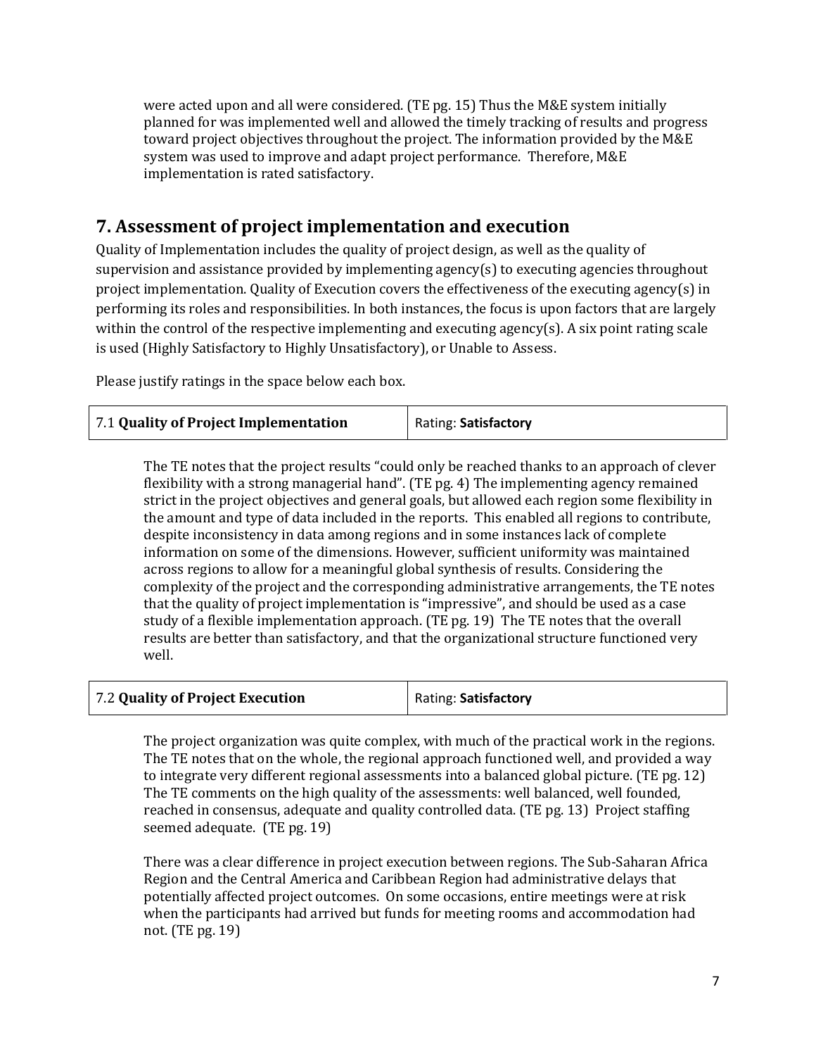were acted upon and all were considered. (TE pg. 15) Thus the M&E system initially planned for was implemented well and allowed the timely tracking of results and progress toward project objectives throughout the project. The information provided by the M&E system was used to improve and adapt project performance. Therefore, M&E implementation is rated satisfactory.

## 7. Assessment of project implementation and execution

Quality of Implementation includes the quality of project design, as well as the quality of supervision and assistance provided by implementing agency(s) to executing agencies throughout project implementation. Quality of Execution covers the effectiveness of the executing agency(s) in performing its roles and responsibilities. In both instances, the focus is upon factors that are largely within the control of the respective implementing and executing agency(s). A six point rating scale is used (Highly Satisfactory to Highly Unsatisfactory), or Unable to Assess.

Please justify ratings in the space below each box.

| 7.1 **Quality of Project Implementation** | Rating: **Satisfactory** |
|---|---|

The TE notes that the project results "could only be reached thanks to an approach of clever flexibility with a strong managerial hand". (TE pg. 4) The implementing agency remained strict in the project objectives and general goals, but allowed each region some flexibility in the amount and type of data included in the reports. This enabled all regions to contribute, despite inconsistency in data among regions and in some instances lack of complete information on some of the dimensions. However, sufficient uniformity was maintained across regions to allow for a meaningful global synthesis of results. Considering the complexity of the project and the corresponding administrative arrangements, the TE notes that the quality of project implementation is "impressive", and should be used as a case study of a flexible implementation approach. (TE pg. 19) The TE notes that the overall results are better than satisfactory, and that the organizational structure functioned very well.

| 7.2 **Quality of Project Execution** | Rating: **Satisfactory** |
|---|---|

The project organization was quite complex, with much of the practical work in the regions. The TE notes that on the whole, the regional approach functioned well, and provided a way to integrate very different regional assessments into a balanced global picture. (TE pg. 12) The TE comments on the high quality of the assessments: well balanced, well founded, reached in consensus, adequate and quality controlled data. (TE pg. 13) Project staffing seemed adequate. (TE pg. 19)

There was a clear difference in project execution between regions. The Sub-Saharan Africa Region and the Central America and Caribbean Region had administrative delays that potentially affected project outcomes. On some occasions, entire meetings were at risk when the participants had arrived but funds for meeting rooms and accommodation had not. (TE pg. 19)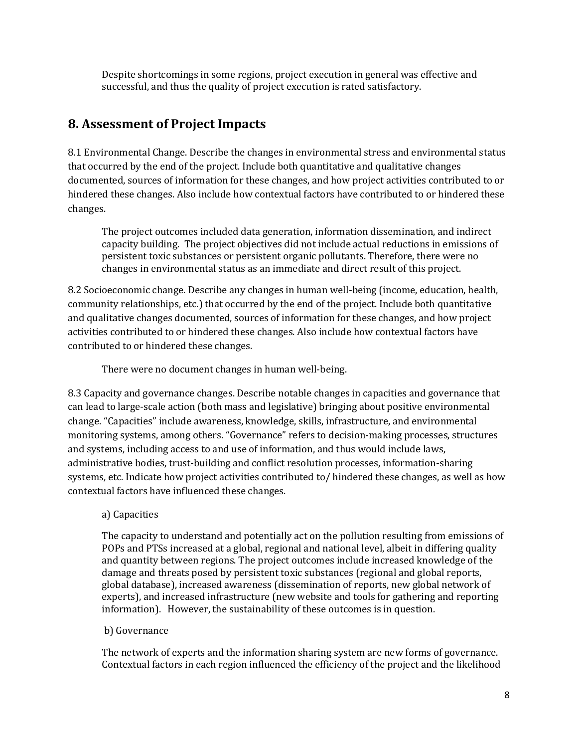Despite shortcomings in some regions, project execution in general was effective and successful, and thus the quality of project execution is rated satisfactory.

## 8. Assessment of Project Impacts

8.1 Environmental Change. Describe the changes in environmental stress and environmental status that occurred by the end of the project. Include both quantitative and qualitative changes documented, sources of information for these changes, and how project activities contributed to or hindered these changes. Also include how contextual factors have contributed to or hindered these changes.

The project outcomes included data generation, information dissemination, and indirect capacity building. The project objectives did not include actual reductions in emissions of persistent toxic substances or persistent organic pollutants. Therefore, there were no changes in environmental status as an immediate and direct result of this project.

8.2 Socioeconomic change. Describe any changes in human well-being (income, education, health, community relationships, etc.) that occurred by the end of the project. Include both quantitative and qualitative changes documented, sources of information for these changes, and how project activities contributed to or hindered these changes. Also include how contextual factors have contributed to or hindered these changes.

There were no document changes in human well-being.

8.3 Capacity and governance changes. Describe notable changes in capacities and governance that can lead to large-scale action (both mass and legislative) bringing about positive environmental change. "Capacities" include awareness, knowledge, skills, infrastructure, and environmental monitoring systems, among others. "Governance" refers to decision-making processes, structures and systems, including access to and use of information, and thus would include laws, administrative bodies, trust-building and conflict resolution processes, information-sharing systems, etc. Indicate how project activities contributed to/ hindered these changes, as well as how contextual factors have influenced these changes.

a) Capacities

The capacity to understand and potentially act on the pollution resulting from emissions of POPs and PTSs increased at a global, regional and national level, albeit in differing quality and quantity between regions. The project outcomes include increased knowledge of the damage and threats posed by persistent toxic substances (regional and global reports, global database), increased awareness (dissemination of reports, new global network of experts), and increased infrastructure (new website and tools for gathering and reporting information). However, the sustainability of these outcomes is in question.

b) Governance

The network of experts and the information sharing system are new forms of governance. Contextual factors in each region influenced the efficiency of the project and the likelihood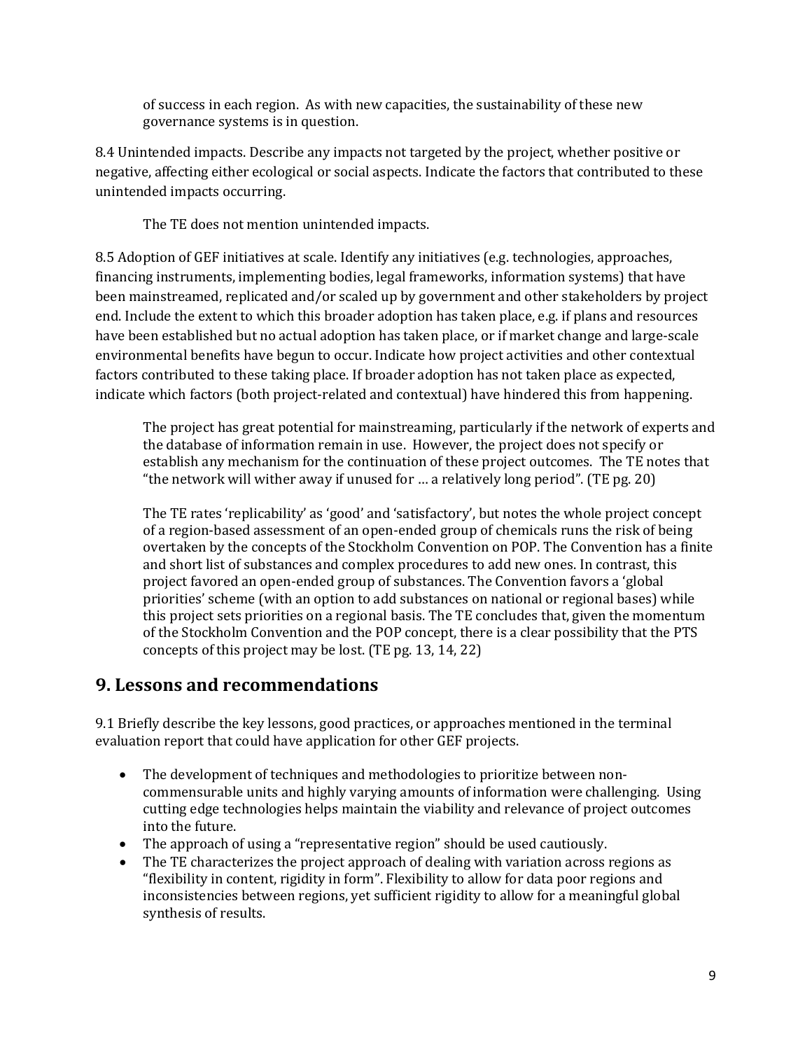of success in each region. As with new capacities, the sustainability of these new governance systems is in question.

8.4 Unintended impacts. Describe any impacts not targeted by the project, whether positive or negative, affecting either ecological or social aspects. Indicate the factors that contributed to these unintended impacts occurring.

The TE does not mention unintended impacts.

8.5 Adoption of GEF initiatives at scale. Identify any initiatives (e.g. technologies, approaches, financing instruments, implementing bodies, legal frameworks, information systems) that have been mainstreamed, replicated and/or scaled up by government and other stakeholders by project end. Include the extent to which this broader adoption has taken place, e.g. if plans and resources have been established but no actual adoption has taken place, or if market change and large-scale environmental benefits have begun to occur. Indicate how project activities and other contextual factors contributed to these taking place. If broader adoption has not taken place as expected, indicate which factors (both project-related and contextual) have hindered this from happening.

The project has great potential for mainstreaming, particularly if the network of experts and the database of information remain in use. However, the project does not specify or establish any mechanism for the continuation of these project outcomes. The TE notes that "the network will wither away if unused for … a relatively long period". (TE pg. 20)

The TE rates 'replicability' as 'good' and 'satisfactory', but notes the whole project concept of a region-based assessment of an open-ended group of chemicals runs the risk of being overtaken by the concepts of the Stockholm Convention on POP. The Convention has a finite and short list of substances and complex procedures to add new ones. In contrast, this project favored an open-ended group of substances. The Convention favors a 'global priorities' scheme (with an option to add substances on national or regional bases) while this project sets priorities on a regional basis. The TE concludes that, given the momentum of the Stockholm Convention and the POP concept, there is a clear possibility that the PTS concepts of this project may be lost. (TE pg. 13, 14, 22)

## 9. Lessons and recommendations

9.1 Briefly describe the key lessons, good practices, or approaches mentioned in the terminal evaluation report that could have application for other GEF projects.

- The development of techniques and methodologies to prioritize between non-commensurable units and highly varying amounts of information were challenging. Using cutting edge technologies helps maintain the viability and relevance of project outcomes into the future.
- The approach of using a "representative region" should be used cautiously.
- The TE characterizes the project approach of dealing with variation across regions as "flexibility in content, rigidity in form". Flexibility to allow for data poor regions and inconsistencies between regions, yet sufficient rigidity to allow for a meaningful global synthesis of results.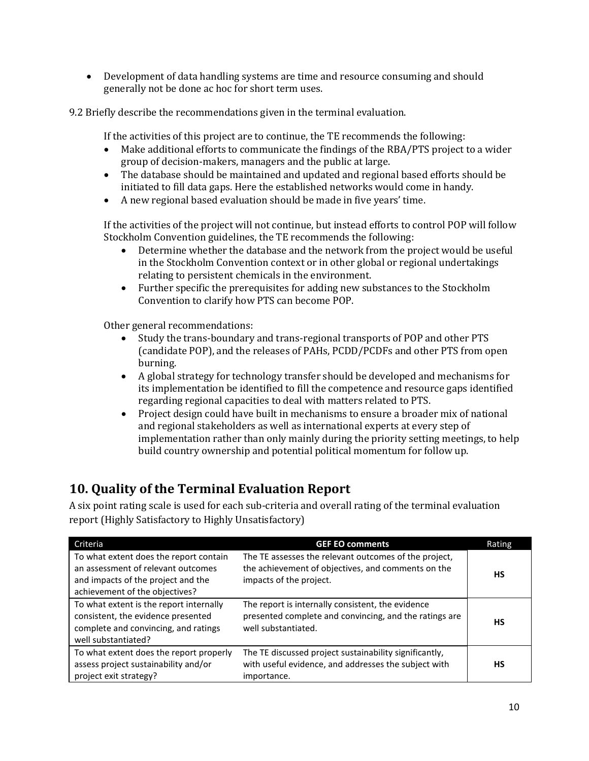- Development of data handling systems are time and resource consuming and should generally not be done ac hoc for short term uses.

9.2 Briefly describe the recommendations given in the terminal evaluation.

If the activities of this project are to continue, the TE recommends the following:

- Make additional efforts to communicate the findings of the RBA/PTS project to a wider group of decision-makers, managers and the public at large.
- The database should be maintained and updated and regional based efforts should be initiated to fill data gaps. Here the established networks would come in handy.
- A new regional based evaluation should be made in five years' time.

If the activities of the project will not continue, but instead efforts to control POP will follow Stockholm Convention guidelines, the TE recommends the following:

- Determine whether the database and the network from the project would be useful in the Stockholm Convention context or in other global or regional undertakings relating to persistent chemicals in the environment.
- Further specific the prerequisites for adding new substances to the Stockholm Convention to clarify how PTS can become POP.

Other general recommendations:

- Study the trans-boundary and trans-regional transports of POP and other PTS (candidate POP), and the releases of PAHs, PCDD/PCDFs and other PTS from open burning.
- A global strategy for technology transfer should be developed and mechanisms for its implementation be identified to fill the competence and resource gaps identified regarding regional capacities to deal with matters related to PTS.
- Project design could have built in mechanisms to ensure a broader mix of national and regional stakeholders as well as international experts at every step of implementation rather than only mainly during the priority setting meetings, to help build country ownership and potential political momentum for follow up.

## 10. Quality of the Terminal Evaluation Report

A six point rating scale is used for each sub-criteria and overall rating of the terminal evaluation report (Highly Satisfactory to Highly Unsatisfactory)

| Criteria | GEF EO comments | Rating |
|---|---|---|
| To what extent does the report contain an assessment of relevant outcomes and impacts of the project and the achievement of the objectives? | The TE assesses the relevant outcomes of the project, the achievement of objectives, and comments on the impacts of the project. | **HS** |
| To what extent is the report internally consistent, the evidence presented complete and convincing, and ratings well substantiated? | The report is internally consistent, the evidence presented complete and convincing, and the ratings are well substantiated. | **HS** |
| To what extent does the report properly assess project sustainability and/or project exit strategy? | The TE discussed project sustainability significantly, with useful evidence, and addresses the subject with importance. | **HS** |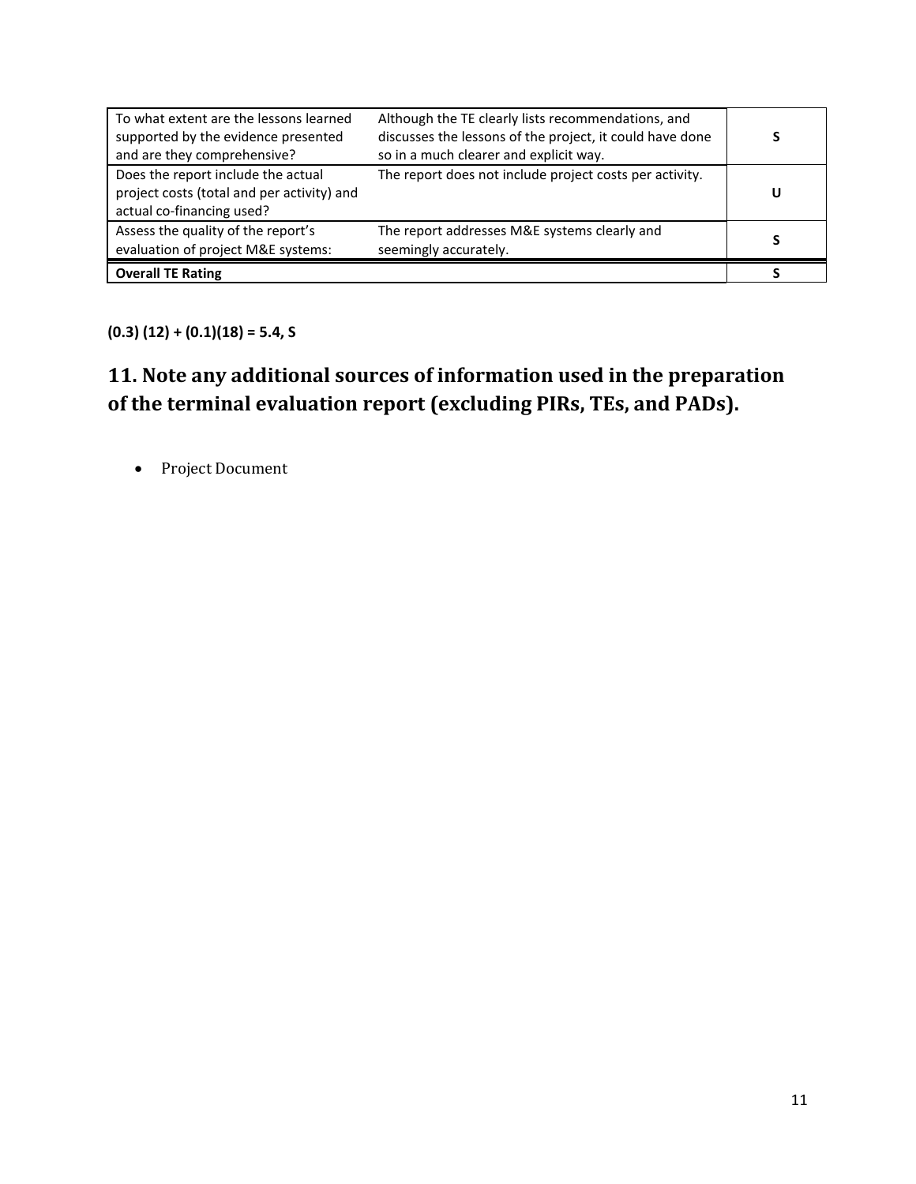| | | |
|---|---|---|
| To what extent are the lessons learned supported by the evidence presented and are they comprehensive? | Although the TE clearly lists recommendations, and discusses the lessons of the project, it could have done so in a much clearer and explicit way. | **S** |
| Does the report include the actual project costs (total and per activity) and actual co-financing used? | The report does not include project costs per activity. | **U** |
| Assess the quality of the report's evaluation of project M&E systems: | The report addresses M&E systems clearly and seemingly accurately. | **S** |
| **Overall TE Rating** | | **S** |

**(0.3) (12) + (0.1)(18) = 5.4, S**

## 11. Note any additional sources of information used in the preparation of the terminal evaluation report (excluding PIRs, TEs, and PADs).

- Project Document